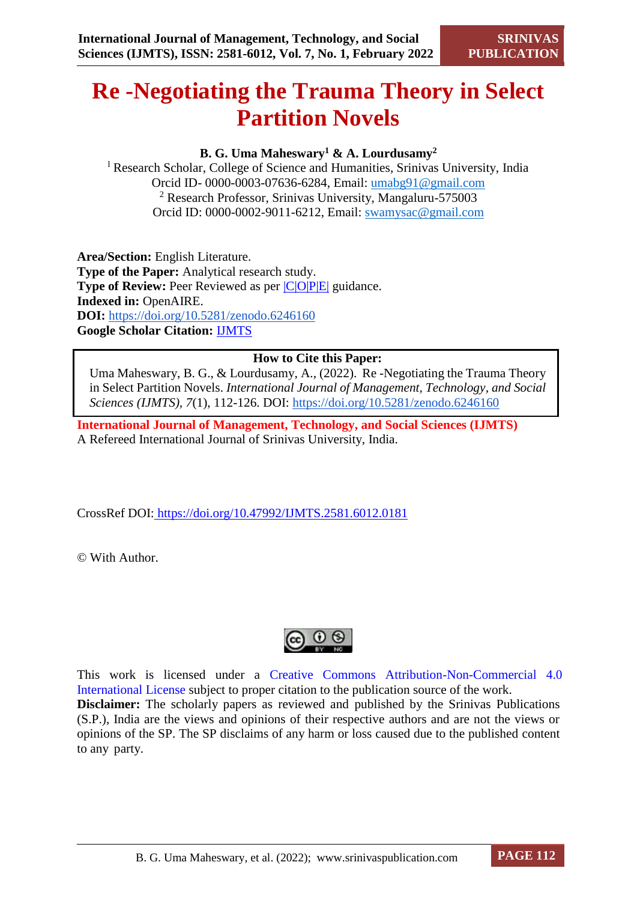# Re -Negotiating the Trauma Theory in Select Partition Novels

**B. G. Uma Maheswary[1] & A. Lourdusamy[2]**

[1] Research Scholar, College of Science and Humanities, Srinivas University, India
Orcid ID- 0000-0003-07636-6284, Email: umabg91@gmail.com
[2] Research Professor, Srinivas University, Mangaluru-575003
Orcid ID: 0000-0002-9011-6212, Email: swamysac@gmail.com

**Area/Section:** English Literature.
**Type of the Paper:** Analytical research study.
**Type of Review:** Peer Reviewed as per |C|O|P|E| guidance.
**Indexed in:** OpenAIRE.
**DOI:** https://doi.org/10.5281/zenodo.6246160
**Google Scholar Citation:** IJMTS

**How to Cite this Paper:**
Uma Maheswary, B. G., & Lourdusamy, A., (2022). Re -Negotiating the Trauma Theory in Select Partition Novels. *International Journal of Management, Technology, and Social Sciences (IJMTS)*, *7*(1), 112-126. DOI: https://doi.org/10.5281/zenodo.6246160

**International Journal of Management, Technology, and Social Sciences (IJMTS)**
A Refereed International Journal of Srinivas University, India.

CrossRef DOI: https://doi.org/10.47992/IJMTS.2581.6012.0181

© With Author.

This work is licensed under a Creative Commons Attribution-Non-Commercial 4.0 International License subject to proper citation to the publication source of the work.
**Disclaimer:** The scholarly papers as reviewed and published by the Srinivas Publications (S.P.), India are the views and opinions of their respective authors and are not the views or opinions of the SP. The SP disclaims of any harm or loss caused due to the published content to any party.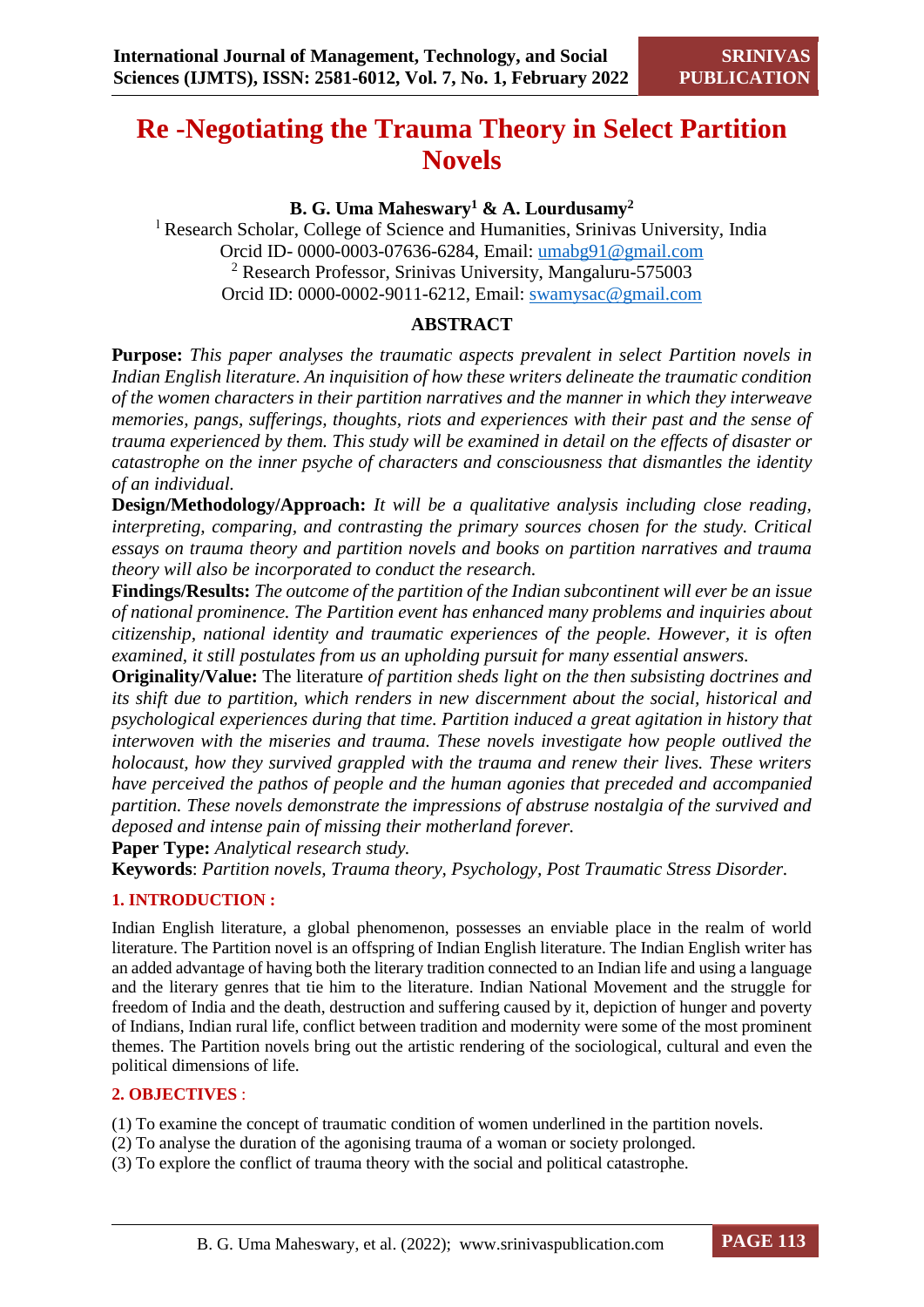# Re -Negotiating the Trauma Theory in Select Partition Novels

**B. G. Uma Maheswary[1] & A. Lourdusamy[2]**

[1] Research Scholar, College of Science and Humanities, Srinivas University, India
Orcid ID- 0000-0003-07636-6284, Email: umabg91@gmail.com
[2] Research Professor, Srinivas University, Mangaluru-575003
Orcid ID: 0000-0002-9011-6212, Email: swamysac@gmail.com

## ABSTRACT

**Purpose:** *This paper analyses the traumatic aspects prevalent in select Partition novels in Indian English literature. An inquisition of how these writers delineate the traumatic condition of the women characters in their partition narratives and the manner in which they interweave memories, pangs, sufferings, thoughts, riots and experiences with their past and the sense of trauma experienced by them. This study will be examined in detail on the effects of disaster or catastrophe on the inner psyche of characters and consciousness that dismantles the identity of an individual.*

**Design/Methodology/Approach:** *It will be a qualitative analysis including close reading, interpreting, comparing, and contrasting the primary sources chosen for the study. Critical essays on trauma theory and partition novels and books on partition narratives and trauma theory will also be incorporated to conduct the research.*

**Findings/Results:** *The outcome of the partition of the Indian subcontinent will ever be an issue of national prominence. The Partition event has enhanced many problems and inquiries about citizenship, national identity and traumatic experiences of the people. However, it is often examined, it still postulates from us an upholding pursuit for many essential answers.*

**Originality/Value:** The literature *of partition sheds light on the then subsisting doctrines and its shift due to partition, which renders in new discernment about the social, historical and psychological experiences during that time. Partition induced a great agitation in history that interwoven with the miseries and trauma. These novels investigate how people outlived the holocaust, how they survived grappled with the trauma and renew their lives. These writers have perceived the pathos of people and the human agonies that preceded and accompanied partition. These novels demonstrate the impressions of abstruse nostalgia of the survived and deposed and intense pain of missing their motherland forever.*

**Paper Type:** *Analytical research study.*

**Keywords**: *Partition novels, Trauma theory, Psychology, Post Traumatic Stress Disorder.*

## 1. INTRODUCTION :

Indian English literature, a global phenomenon, possesses an enviable place in the realm of world literature. The Partition novel is an offspring of Indian English literature. The Indian English writer has an added advantage of having both the literary tradition connected to an Indian life and using a language and the literary genres that tie him to the literature. Indian National Movement and the struggle for freedom of India and the death, destruction and suffering caused by it, depiction of hunger and poverty of Indians, Indian rural life, conflict between tradition and modernity were some of the most prominent themes. The Partition novels bring out the artistic rendering of the sociological, cultural and even the political dimensions of life.

## 2. OBJECTIVES :

(1) To examine the concept of traumatic condition of women underlined in the partition novels.
(2) To analyse the duration of the agonising trauma of a woman or society prolonged.
(3) To explore the conflict of trauma theory with the social and political catastrophe.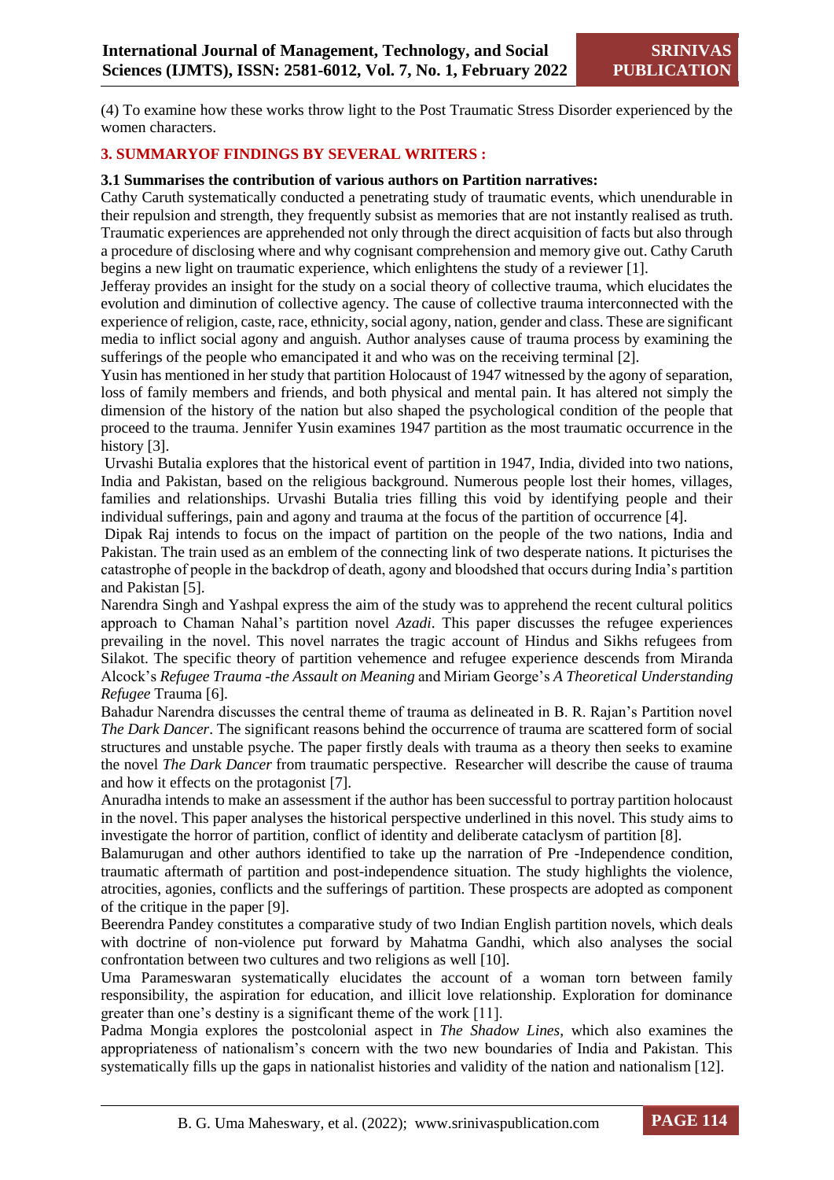(4) To examine how these works throw light to the Post Traumatic Stress Disorder experienced by the women characters.

## 3. SUMMARYOF FINDINGS BY SEVERAL WRITERS :

### 3.1 Summarises the contribution of various authors on Partition narratives:

Cathy Caruth systematically conducted a penetrating study of traumatic events, which unendurable in their repulsion and strength, they frequently subsist as memories that are not instantly realised as truth. Traumatic experiences are apprehended not only through the direct acquisition of facts but also through a procedure of disclosing where and why cognisant comprehension and memory give out. Cathy Caruth begins a new light on traumatic experience, which enlightens the study of a reviewer [1].

Jefferay provides an insight for the study on a social theory of collective trauma, which elucidates the evolution and diminution of collective agency. The cause of collective trauma interconnected with the experience of religion, caste, race, ethnicity, social agony, nation, gender and class. These are significant media to inflict social agony and anguish. Author analyses cause of trauma process by examining the sufferings of the people who emancipated it and who was on the receiving terminal [2].

Yusin has mentioned in her study that partition Holocaust of 1947 witnessed by the agony of separation, loss of family members and friends, and both physical and mental pain. It has altered not simply the dimension of the history of the nation but also shaped the psychological condition of the people that proceed to the trauma. Jennifer Yusin examines 1947 partition as the most traumatic occurrence in the history [3].

Urvashi Butalia explores that the historical event of partition in 1947, India, divided into two nations, India and Pakistan, based on the religious background. Numerous people lost their homes, villages, families and relationships. Urvashi Butalia tries filling this void by identifying people and their individual sufferings, pain and agony and trauma at the focus of the partition of occurrence [4].

Dipak Raj intends to focus on the impact of partition on the people of the two nations, India and Pakistan. The train used as an emblem of the connecting link of two desperate nations. It picturises the catastrophe of people in the backdrop of death, agony and bloodshed that occurs during India's partition and Pakistan [5].

Narendra Singh and Yashpal express the aim of the study was to apprehend the recent cultural politics approach to Chaman Nahal's partition novel *Azadi*. This paper discusses the refugee experiences prevailing in the novel. This novel narrates the tragic account of Hindus and Sikhs refugees from Silakot. The specific theory of partition vehemence and refugee experience descends from Miranda Alcock's *Refugee Trauma -the Assault on Meaning* and Miriam George's *A Theoretical Understanding Refugee* Trauma [6].

Bahadur Narendra discusses the central theme of trauma as delineated in B. R. Rajan's Partition novel *The Dark Dancer*. The significant reasons behind the occurrence of trauma are scattered form of social structures and unstable psyche. The paper firstly deals with trauma as a theory then seeks to examine the novel *The Dark Dancer* from traumatic perspective. Researcher will describe the cause of trauma and how it effects on the protagonist [7].

Anuradha intends to make an assessment if the author has been successful to portray partition holocaust in the novel. This paper analyses the historical perspective underlined in this novel. This study aims to investigate the horror of partition, conflict of identity and deliberate cataclysm of partition [8].

Balamurugan and other authors identified to take up the narration of Pre -Independence condition, traumatic aftermath of partition and post-independence situation. The study highlights the violence, atrocities, agonies, conflicts and the sufferings of partition. These prospects are adopted as component of the critique in the paper [9].

Beerendra Pandey constitutes a comparative study of two Indian English partition novels, which deals with doctrine of non-violence put forward by Mahatma Gandhi, which also analyses the social confrontation between two cultures and two religions as well [10].

Uma Parameswaran systematically elucidates the account of a woman torn between family responsibility, the aspiration for education, and illicit love relationship. Exploration for dominance greater than one's destiny is a significant theme of the work [11].

Padma Mongia explores the postcolonial aspect in *The Shadow Lines*, which also examines the appropriateness of nationalism's concern with the two new boundaries of India and Pakistan. This systematically fills up the gaps in nationalist histories and validity of the nation and nationalism [12].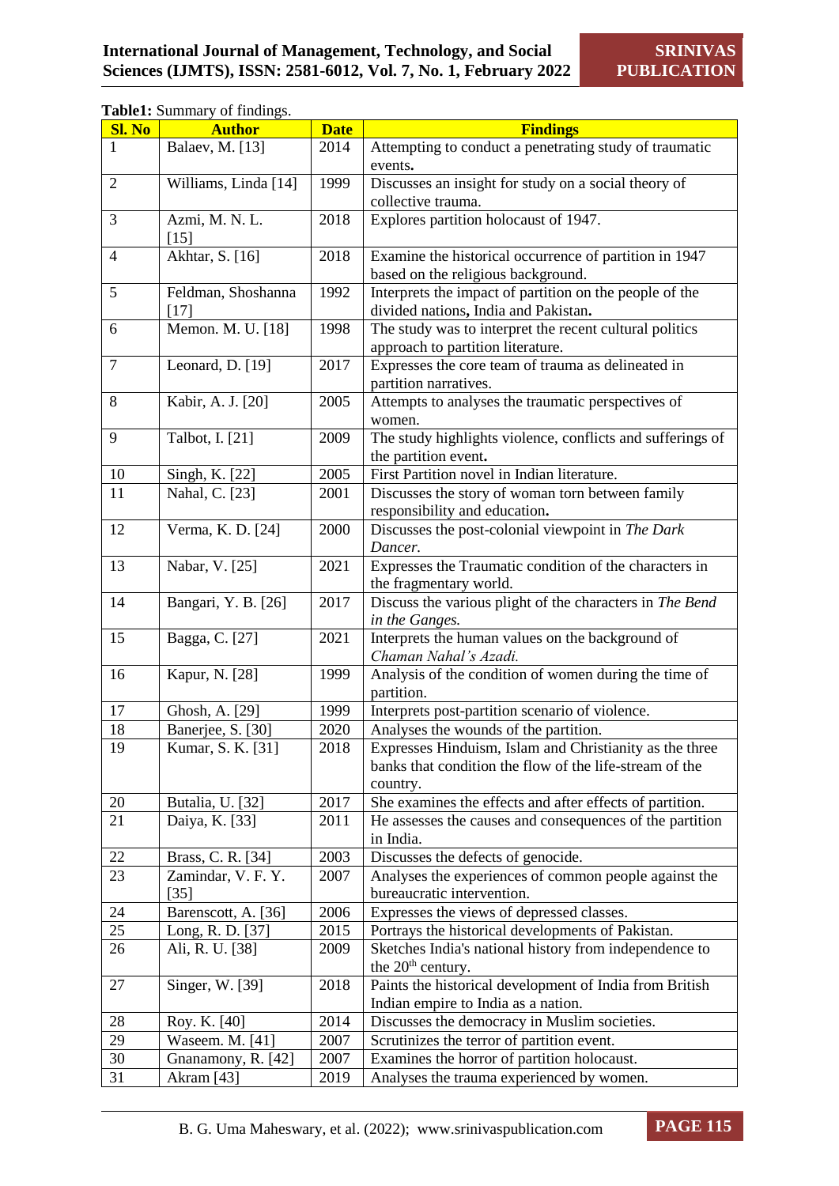**Table1:** Summary of findings.

| Sl. No | Author | Date | Findings |
|---|---|---|---|
| 1 | Balaev, M. [13] | 2014 | Attempting to conduct a penetrating study of traumatic events. |
| 2 | Williams, Linda [14] | 1999 | Discusses an insight for study on a social theory of collective trauma. |
| 3 | Azmi, M. N. L. [15] | 2018 | Explores partition holocaust of 1947. |
| 4 | Akhtar, S. [16] | 2018 | Examine the historical occurrence of partition in 1947 based on the religious background. |
| 5 | Feldman, Shoshanna [17] | 1992 | Interprets the impact of partition on the people of the divided nations, India and Pakistan. |
| 6 | Memon. M. U. [18] | 1998 | The study was to interpret the recent cultural politics approach to partition literature. |
| 7 | Leonard, D. [19] | 2017 | Expresses the core team of trauma as delineated in partition narratives. |
| 8 | Kabir, A. J. [20] | 2005 | Attempts to analyses the traumatic perspectives of women. |
| 9 | Talbot, I. [21] | 2009 | The study highlights violence, conflicts and sufferings of the partition event. |
| 10 | Singh, K. [22] | 2005 | First Partition novel in Indian literature. |
| 11 | Nahal, C. [23] | 2001 | Discusses the story of woman torn between family responsibility and education. |
| 12 | Verma, K. D. [24] | 2000 | Discusses the post-colonial viewpoint in *The Dark Dancer*. |
| 13 | Nabar, V. [25] | 2021 | Expresses the Traumatic condition of the characters in the fragmentary world. |
| 14 | Bangari, Y. B. [26] | 2017 | Discuss the various plight of the characters in *The Bend in the Ganges.* |
| 15 | Bagga, C. [27] | 2021 | Interprets the human values on the background of *Chaman Nahal's Azadi.* |
| 16 | Kapur, N. [28] | 1999 | Analysis of the condition of women during the time of partition. |
| 17 | Ghosh, A. [29] | 1999 | Interprets post-partition scenario of violence. |
| 18 | Banerjee, S. [30] | 2020 | Analyses the wounds of the partition. |
| 19 | Kumar, S. K. [31] | 2018 | Expresses Hinduism, Islam and Christianity as the three banks that condition the flow of the life-stream of the country. |
| 20 | Butalia, U. [32] | 2017 | She examines the effects and after effects of partition. |
| 21 | Daiya, K. [33] | 2011 | He assesses the causes and consequences of the partition in India. |
| 22 | Brass, C. R. [34] | 2003 | Discusses the defects of genocide. |
| 23 | Zamindar, V. F. Y. [35] | 2007 | Analyses the experiences of common people against the bureaucratic intervention. |
| 24 | Barenscott, A. [36] | 2006 | Expresses the views of depressed classes. |
| 25 | Long, R. D. [37] | 2015 | Portrays the historical developments of Pakistan. |
| 26 | Ali, R. U. [38] | 2009 | Sketches India's national history from independence to the 20th century. |
| 27 | Singer, W. [39] | 2018 | Paints the historical development of India from British Indian empire to India as a nation. |
| 28 | Roy. K. [40] | 2014 | Discusses the democracy in Muslim societies. |
| 29 | Waseem. M. [41] | 2007 | Scrutinizes the terror of partition event. |
| 30 | Gnanamony, R. [42] | 2007 | Examines the horror of partition holocaust. |
| 31 | Akram [43] | 2019 | Analyses the trauma experienced by women. |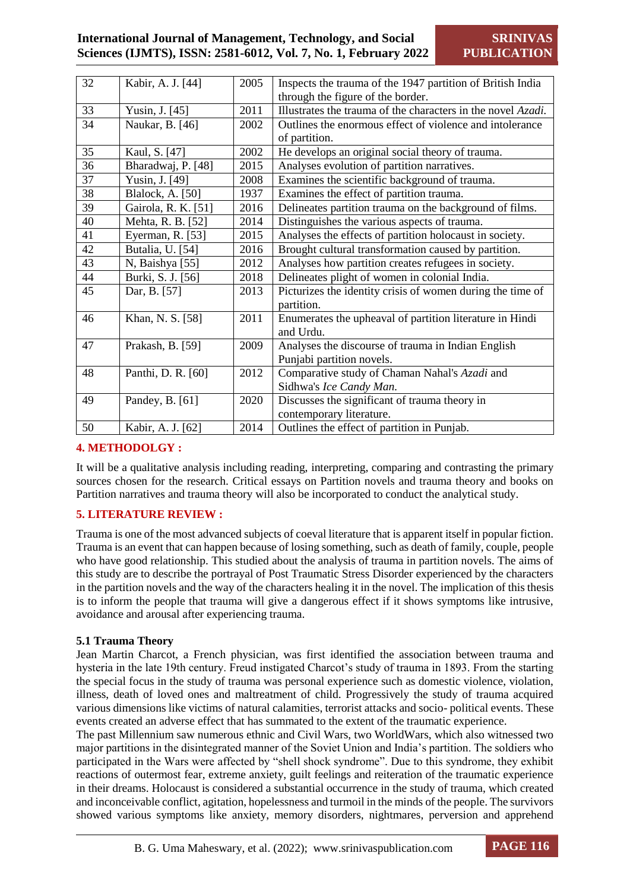| 32 | Kabir, A. J. [44] | 2005 | Inspects the trauma of the 1947 partition of British India through the figure of the border. |
|---|---|---|---|
| 33 | Yusin, J. [45] | 2011 | Illustrates the trauma of the characters in the novel *Azadi.* |
| 34 | Naukar, B. [46] | 2002 | Outlines the enormous effect of violence and intolerance of partition. |
| 35 | Kaul, S. [47] | 2002 | He develops an original social theory of trauma. |
| 36 | Bharadwaj, P. [48] | 2015 | Analyses evolution of partition narratives. |
| 37 | Yusin, J. [49] | 2008 | Examines the scientific background of trauma. |
| 38 | Blalock, A. [50] | 1937 | Examines the effect of partition trauma. |
| 39 | Gairola, R. K. [51] | 2016 | Delineates partition trauma on the background of films. |
| 40 | Mehta, R. B. [52] | 2014 | Distinguishes the various aspects of trauma. |
| 41 | Eyerman, R. [53] | 2015 | Analyses the effects of partition holocaust in society. |
| 42 | Butalia, U. [54] | 2016 | Brought cultural transformation caused by partition. |
| 43 | N, Baishya [55] | 2012 | Analyses how partition creates refugees in society. |
| 44 | Burki, S. J. [56] | 2018 | Delineates plight of women in colonial India. |
| 45 | Dar, B. [57] | 2013 | Picturizes the identity crisis of women during the time of partition. |
| 46 | Khan, N. S. [58] | 2011 | Enumerates the upheaval of partition literature in Hindi and Urdu. |
| 47 | Prakash, B. [59] | 2009 | Analyses the discourse of trauma in Indian English Punjabi partition novels. |
| 48 | Panthi, D. R. [60] | 2012 | Comparative study of Chaman Nahal's *Azadi* and Sidhwa's *Ice Candy Man.* |
| 49 | Pandey, B. [61] | 2020 | Discusses the significant of trauma theory in contemporary literature. |
| 50 | Kabir, A. J. [62] | 2014 | Outlines the effect of partition in Punjab. |

## 4. METHODOLGY :

It will be a qualitative analysis including reading, interpreting, comparing and contrasting the primary sources chosen for the research. Critical essays on Partition novels and trauma theory and books on Partition narratives and trauma theory will also be incorporated to conduct the analytical study.

## 5. LITERATURE REVIEW :

Trauma is one of the most advanced subjects of coeval literature that is apparent itself in popular fiction. Trauma is an event that can happen because of losing something, such as death of family, couple, people who have good relationship. This studied about the analysis of trauma in partition novels. The aims of this study are to describe the portrayal of Post Traumatic Stress Disorder experienced by the characters in the partition novels and the way of the characters healing it in the novel. The implication of this thesis is to inform the people that trauma will give a dangerous effect if it shows symptoms like intrusive, avoidance and arousal after experiencing trauma.

### 5.1 Trauma Theory

Jean Martin Charcot, a French physician, was first identified the association between trauma and hysteria in the late 19th century. Freud instigated Charcot's study of trauma in 1893. From the starting the special focus in the study of trauma was personal experience such as domestic violence, violation, illness, death of loved ones and maltreatment of child. Progressively the study of trauma acquired various dimensions like victims of natural calamities, terrorist attacks and socio- political events. These events created an adverse effect that has summated to the extent of the traumatic experience.

The past Millennium saw numerous ethnic and Civil Wars, two WorldWars, which also witnessed two major partitions in the disintegrated manner of the Soviet Union and India's partition. The soldiers who participated in the Wars were affected by "shell shock syndrome". Due to this syndrome, they exhibit reactions of outermost fear, extreme anxiety, guilt feelings and reiteration of the traumatic experience in their dreams. Holocaust is considered a substantial occurrence in the study of trauma, which created and inconceivable conflict, agitation, hopelessness and turmoil in the minds of the people. The survivors showed various symptoms like anxiety, memory disorders, nightmares, perversion and apprehend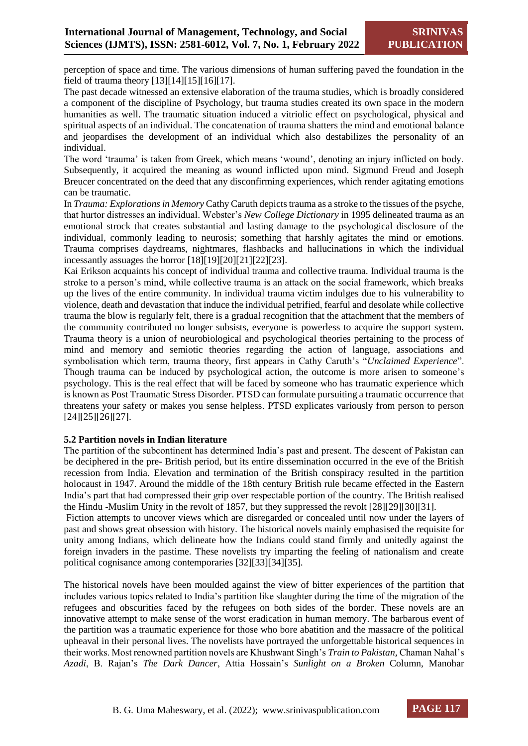perception of space and time. The various dimensions of human suffering paved the foundation in the field of trauma theory [13][14][15][16][17].

The past decade witnessed an extensive elaboration of the trauma studies, which is broadly considered a component of the discipline of Psychology, but trauma studies created its own space in the modern humanities as well. The traumatic situation induced a vitriolic effect on psychological, physical and spiritual aspects of an individual. The concatenation of trauma shatters the mind and emotional balance and jeopardises the development of an individual which also destabilizes the personality of an individual.

The word 'trauma' is taken from Greek, which means 'wound', denoting an injury inflicted on body. Subsequently, it acquired the meaning as wound inflicted upon mind. Sigmund Freud and Joseph Breucer concentrated on the deed that any disconfirming experiences, which render agitating emotions can be traumatic.

In *Trauma: Explorations in Memory* Cathy Caruth depicts trauma as a stroke to the tissues of the psyche, that hurtor distresses an individual. Webster's *New College Dictionary* in 1995 delineated trauma as an emotional strock that creates substantial and lasting damage to the psychological disclosure of the individual, commonly leading to neurosis; something that harshly agitates the mind or emotions. Trauma comprises daydreams, nightmares, flashbacks and hallucinations in which the individual incessantly assuages the horror [18][19][20][21][22][23].

Kai Erikson acquaints his concept of individual trauma and collective trauma. Individual trauma is the stroke to a person's mind, while collective trauma is an attack on the social framework, which breaks up the lives of the entire community. In individual trauma victim indulges due to his vulnerability to violence, death and devastation that induce the individual petrified, fearful and desolate while collective trauma the blow is regularly felt, there is a gradual recognition that the attachment that the members of the community contributed no longer subsists, everyone is powerless to acquire the support system. Trauma theory is a union of neurobiological and psychological theories pertaining to the process of mind and memory and semiotic theories regarding the action of language, associations and symbolisation which term, trauma theory, first appears in Cathy Caruth's "*Unclaimed Experience*". Though trauma can be induced by psychological action, the outcome is more arisen to someone's psychology. This is the real effect that will be faced by someone who has traumatic experience which is known as Post Traumatic Stress Disorder. PTSD can formulate pursuiting a traumatic occurrence that threatens your safety or makes you sense helpless. PTSD explicates variously from person to person [24][25][26][27].

### 5.2 Partition novels in Indian literature

The partition of the subcontinent has determined India's past and present. The descent of Pakistan can be deciphered in the pre- British period, but its entire dissemination occurred in the eve of the British recession from India. Elevation and termination of the British conspiracy resulted in the partition holocaust in 1947. Around the middle of the 18th century British rule became effected in the Eastern India's part that had compressed their grip over respectable portion of the country. The British realised the Hindu -Muslim Unity in the revolt of 1857, but they suppressed the revolt [28][29][30][31].

Fiction attempts to uncover views which are disregarded or concealed until now under the layers of past and shows great obsession with history. The historical novels mainly emphasised the requisite for unity among Indians, which delineate how the Indians could stand firmly and unitedly against the foreign invaders in the pastime. These novelists try imparting the feeling of nationalism and create political cognisance among contemporaries [32][33][34][35].

The historical novels have been moulded against the view of bitter experiences of the partition that includes various topics related to India's partition like slaughter during the time of the migration of the refugees and obscurities faced by the refugees on both sides of the border. These novels are an innovative attempt to make sense of the worst eradication in human memory. The barbarous event of the partition was a traumatic experience for those who bore abatition and the massacre of the political upheaval in their personal lives. The novelists have portrayed the unforgettable historical sequences in their works. Most renowned partition novels are Khushwant Singh's *Train to Pakistan*, Chaman Nahal's *Azadi*, B. Rajan's *The Dark Dancer*, Attia Hossain's *Sunlight on a Broken* Column, Manohar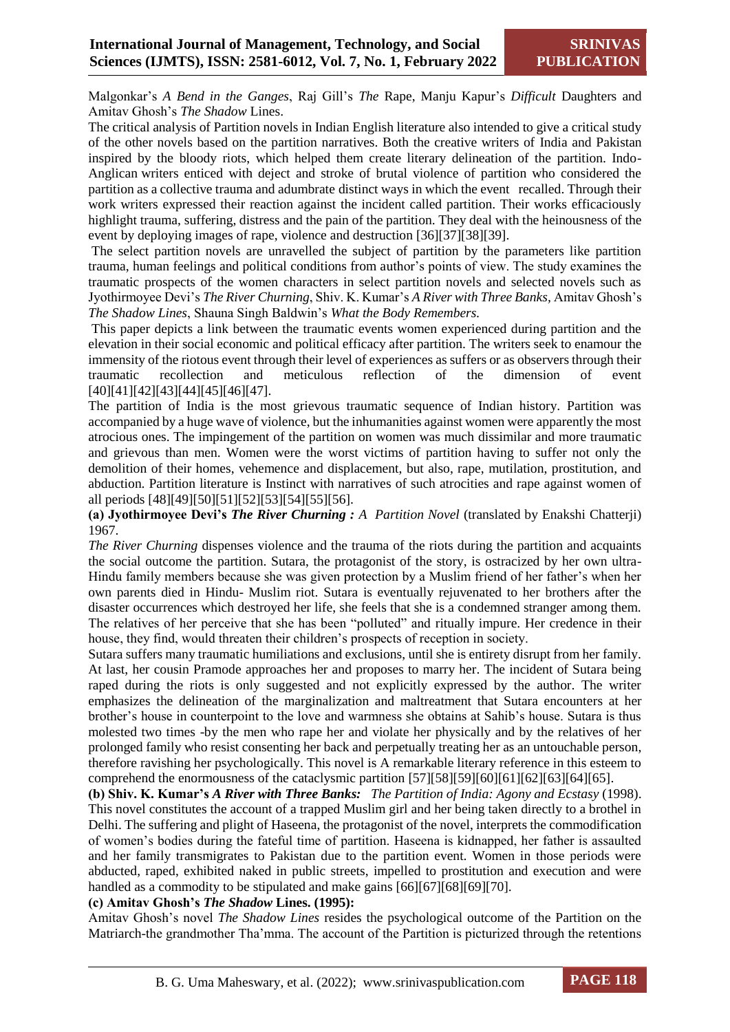Malgonkar's *A Bend in the Ganges*, Raj Gill's *The* Rape, Manju Kapur's *Difficult* Daughters and Amitav Ghosh's *The Shadow* Lines.

The critical analysis of Partition novels in Indian English literature also intended to give a critical study of the other novels based on the partition narratives. Both the creative writers of India and Pakistan inspired by the bloody riots, which helped them create literary delineation of the partition. Indo-Anglican writers enticed with deject and stroke of brutal violence of partition who considered the partition as a collective trauma and adumbrate distinct ways in which the event recalled. Through their work writers expressed their reaction against the incident called partition. Their works efficaciously highlight trauma, suffering, distress and the pain of the partition. They deal with the heinousness of the event by deploying images of rape, violence and destruction [36][37][38][39].

The select partition novels are unravelled the subject of partition by the parameters like partition trauma, human feelings and political conditions from author's points of view. The study examines the traumatic prospects of the women characters in select partition novels and selected novels such as Jyothirmoyee Devi's *The River Churning*, Shiv. K. Kumar's *A River with Three Banks,* Amitav Ghosh's *The Shadow Lines*, Shauna Singh Baldwin's *What the Body Remembers.*

This paper depicts a link between the traumatic events women experienced during partition and the elevation in their social economic and political efficacy after partition. The writers seek to enamour the immensity of the riotous event through their level of experiences as suffers or as observers through their traumatic recollection and meticulous reflection of the dimension of event [40][41][42][43][44][45][46][47].

The partition of India is the most grievous traumatic sequence of Indian history. Partition was accompanied by a huge wave of violence, but the inhumanities against women were apparently the most atrocious ones. The impingement of the partition on women was much dissimilar and more traumatic and grievous than men. Women were the worst victims of partition having to suffer not only the demolition of their homes, vehemence and displacement, but also, rape, mutilation, prostitution, and abduction. Partition literature is Instinct with narratives of such atrocities and rape against women of all periods [48][49][50][51][52][53][54][55][56].

**(a) Jyothirmoyee Devi's *The River Churning : A Partition Novel*** (translated by Enakshi Chatterji) 1967.

*The River Churning* dispenses violence and the trauma of the riots during the partition and acquaints the social outcome the partition. Sutara, the protagonist of the story, is ostracized by her own ultra-Hindu family members because she was given protection by a Muslim friend of her father's when her own parents died in Hindu- Muslim riot. Sutara is eventually rejuvenated to her brothers after the disaster occurrences which destroyed her life, she feels that she is a condemned stranger among them. The relatives of her perceive that she has been "polluted" and ritually impure. Her credence in their house, they find, would threaten their children's prospects of reception in society.

Sutara suffers many traumatic humiliations and exclusions, until she is entirety disrupt from her family. At last, her cousin Pramode approaches her and proposes to marry her. The incident of Sutara being raped during the riots is only suggested and not explicitly expressed by the author. The writer emphasizes the delineation of the marginalization and maltreatment that Sutara encounters at her brother's house in counterpoint to the love and warmness she obtains at Sahib's house. Sutara is thus molested two times -by the men who rape her and violate her physically and by the relatives of her prolonged family who resist consenting her back and perpetually treating her as an untouchable person, therefore ravishing her psychologically. This novel is A remarkable literary reference in this esteem to comprehend the enormousness of the cataclysmic partition [57][58][59][60][61][62][63][64][65].

**(b) Shiv. K. Kumar's *A River with Three Banks: The Partition of India: Agony and Ecstasy*** (1998). This novel constitutes the account of a trapped Muslim girl and her being taken directly to a brothel in Delhi. The suffering and plight of Haseena, the protagonist of the novel, interprets the commodification of women's bodies during the fateful time of partition. Haseena is kidnapped, her father is assaulted and her family transmigrates to Pakistan due to the partition event. Women in those periods were abducted, raped, exhibited naked in public streets, impelled to prostitution and execution and were handled as a commodity to be stipulated and make gains [66][67][68][69][70].

**(c) Amitav Ghosh's *The Shadow* Lines. (1995):**

Amitav Ghosh's novel *The Shadow Lines* resides the psychological outcome of the Partition on the Matriarch-the grandmother Tha'mma. The account of the Partition is picturized through the retentions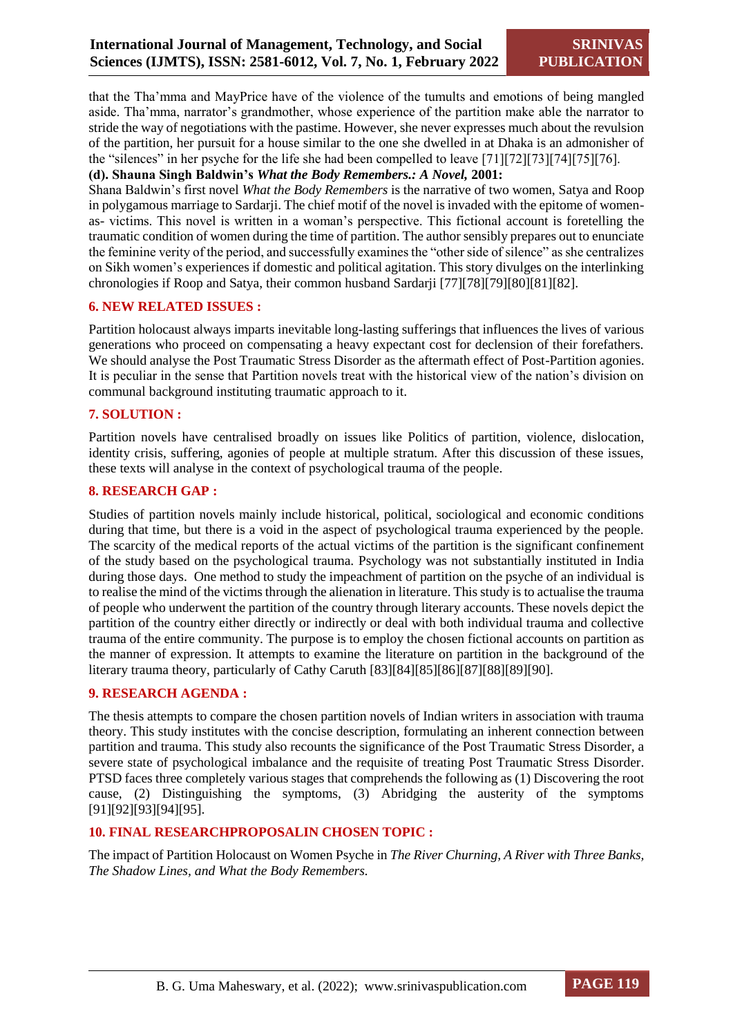that the Tha'mma and MayPrice have of the violence of the tumults and emotions of being mangled aside. Tha'mma, narrator's grandmother, whose experience of the partition make able the narrator to stride the way of negotiations with the pastime. However, she never expresses much about the revulsion of the partition, her pursuit for a house similar to the one she dwelled in at Dhaka is an admonisher of the "silences" in her psyche for the life she had been compelled to leave [71][72][73][74][75][76].

**(d). Shauna Singh Baldwin's *What the Body Remembers.: A Novel,* 2001:**

Shana Baldwin's first novel *What the Body Remembers* is the narrative of two women, Satya and Roop in polygamous marriage to Sardarji. The chief motif of the novel is invaded with the epitome of women-as- victims. This novel is written in a woman's perspective. This fictional account is foretelling the traumatic condition of women during the time of partition. The author sensibly prepares out to enunciate the feminine verity of the period, and successfully examines the "other side of silence" as she centralizes on Sikh women's experiences if domestic and political agitation. This story divulges on the interlinking chronologies if Roop and Satya, their common husband Sardarji [77][78][79][80][81][82].

## 6. NEW RELATED ISSUES :

Partition holocaust always imparts inevitable long-lasting sufferings that influences the lives of various generations who proceed on compensating a heavy expectant cost for declension of their forefathers. We should analyse the Post Traumatic Stress Disorder as the aftermath effect of Post-Partition agonies. It is peculiar in the sense that Partition novels treat with the historical view of the nation's division on communal background instituting traumatic approach to it.

## 7. SOLUTION :

Partition novels have centralised broadly on issues like Politics of partition, violence, dislocation, identity crisis, suffering, agonies of people at multiple stratum. After this discussion of these issues, these texts will analyse in the context of psychological trauma of the people.

## 8. RESEARCH GAP :

Studies of partition novels mainly include historical, political, sociological and economic conditions during that time, but there is a void in the aspect of psychological trauma experienced by the people. The scarcity of the medical reports of the actual victims of the partition is the significant confinement of the study based on the psychological trauma. Psychology was not substantially instituted in India during those days. One method to study the impeachment of partition on the psyche of an individual is to realise the mind of the victims through the alienation in literature. This study is to actualise the trauma of people who underwent the partition of the country through literary accounts. These novels depict the partition of the country either directly or indirectly or deal with both individual trauma and collective trauma of the entire community. The purpose is to employ the chosen fictional accounts on partition as the manner of expression. It attempts to examine the literature on partition in the background of the literary trauma theory, particularly of Cathy Caruth [83][84][85][86][87][88][89][90].

## 9. RESEARCH AGENDA :

The thesis attempts to compare the chosen partition novels of Indian writers in association with trauma theory. This study institutes with the concise description, formulating an inherent connection between partition and trauma. This study also recounts the significance of the Post Traumatic Stress Disorder, a severe state of psychological imbalance and the requisite of treating Post Traumatic Stress Disorder. PTSD faces three completely various stages that comprehends the following as (1) Discovering the root cause, (2) Distinguishing the symptoms, (3) Abridging the austerity of the symptoms [91][92][93][94][95].

## 10. FINAL RESEARCHPROPOSALIN CHOSEN TOPIC :

The impact of Partition Holocaust on Women Psyche in *The River Churning, A River with Three Banks, The Shadow Lines, and What the Body Remembers.*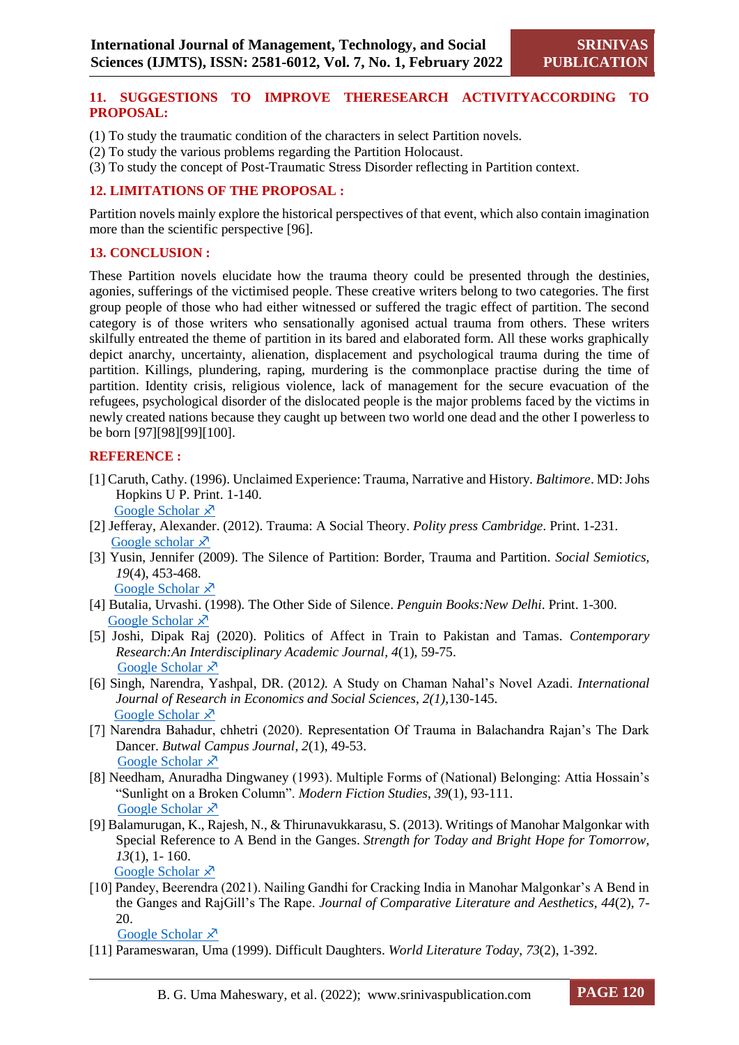## 11. SUGGESTIONS TO IMPROVE THERESEARCH ACTIVITYACCORDING TO PROPOSAL:

(1) To study the traumatic condition of the characters in select Partition novels.
(2) To study the various problems regarding the Partition Holocaust.
(3) To study the concept of Post-Traumatic Stress Disorder reflecting in Partition context.

## 12. LIMITATIONS OF THE PROPOSAL :

Partition novels mainly explore the historical perspectives of that event, which also contain imagination more than the scientific perspective [96].

## 13. CONCLUSION :

These Partition novels elucidate how the trauma theory could be presented through the destinies, agonies, sufferings of the victimised people. These creative writers belong to two categories. The first group people of those who had either witnessed or suffered the tragic effect of partition. The second category is of those writers who sensationally agonised actual trauma from others. These writers skilfully entreated the theme of partition in its bared and elaborated form. All these works graphically depict anarchy, uncertainty, alienation, displacement and psychological trauma during the time of partition. Killings, plundering, raping, murdering is the commonplace practise during the time of partition. Identity crisis, religious violence, lack of management for the secure evacuation of the refugees, psychological disorder of the dislocated people is the major problems faced by the victims in newly created nations because they caught up between two world one dead and the other I powerless to be born [97][98][99][100].

## REFERENCE :

[1] Caruth, Cathy. (1996). Unclaimed Experience: Trauma, Narrative and History. *Baltimore*. MD: Johs Hopkins U P. Print. 1-140.
Google Scholar ↗

[2] Jefferay, Alexander. (2012). Trauma: A Social Theory. *Polity press Cambridge*. Print. 1-231.
Google scholar ↗

[3] Yusin, Jennifer (2009). The Silence of Partition: Border, Trauma and Partition. *Social Semiotics*, *19*(4), 453-468.
Google Scholar ↗

[4] Butalia, Urvashi. (1998). The Other Side of Silence. *Penguin Books:New Delhi*. Print. 1-300.
Google Scholar ↗

[5] Joshi, Dipak Raj (2020). Politics of Affect in Train to Pakistan and Tamas. *Contemporary Research:An Interdisciplinary Academic Journal*, *4*(1), 59-75.
Google Scholar ↗

[6] Singh, Narendra, Yashpal, DR. (2012*)*. A Study on Chaman Nahal's Novel Azadi. *International Journal of Research in Economics and Social Sciences*, *2(1)*,130-145.
Google Scholar ↗

[7] Narendra Bahadur, chhetri (2020). Representation Of Trauma in Balachandra Rajan's The Dark Dancer. *Butwal Campus Journal*, *2*(1), 49-53.
Google Scholar ↗

[8] Needham, Anuradha Dingwaney (1993). Multiple Forms of (National) Belonging: Attia Hossain's "Sunlight on a Broken Column". *Modern Fiction Studies*, *39*(1), 93-111.
Google Scholar ↗

[9] Balamurugan, K., Rajesh, N., & Thirunavukkarasu, S. (2013). Writings of Manohar Malgonkar with Special Reference to A Bend in the Ganges. *Strength for Today and Bright Hope for Tomorrow*, *13*(1), 1- 160.
Google Scholar ↗

[10] Pandey, Beerendra (2021). Nailing Gandhi for Cracking India in Manohar Malgonkar's A Bend in the Ganges and RajGill's The Rape. *Journal of Comparative Literature and Aesthetics*, *44*(2), 7-20.
Google Scholar ↗

[11] Parameswaran, Uma (1999). Difficult Daughters. *World Literature Today*, *73*(2), 1-392.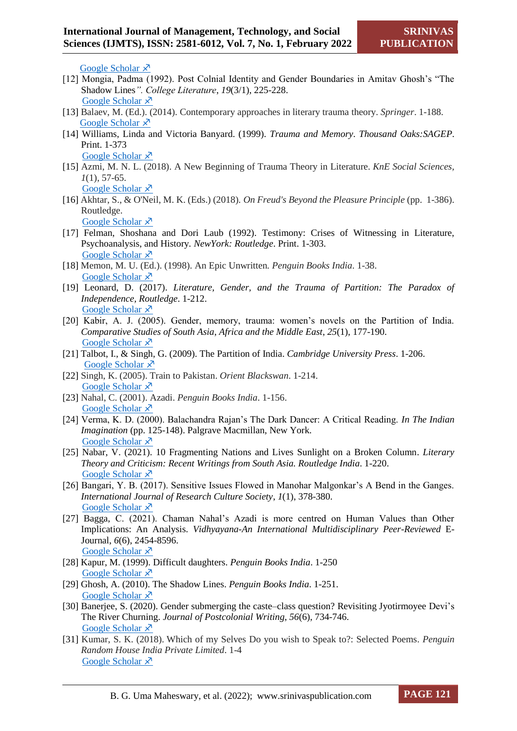Google Scholar ↗

[12] Mongia, Padma (1992). Post Colnial Identity and Gender Boundaries in Amitav Ghosh's "The Shadow Lines*". College Literature*, *19*(3/1), 225-228.
Google Scholar ↗

[13] Balaev, M. (Ed.). (2014). Contemporary approaches in literary trauma theory. *Springer*. 1-188.
Google Scholar ↗

[14] Williams, Linda and Victoria Banyard. (1999). *Trauma and Memory*. *Thousand Oaks:SAGEP*. Print. 1-373
Google Scholar ↗

[15] Azmi, M. N. L. (2018). A New Beginning of Trauma Theory in Literature. *KnE Social Sciences*, *1*(1), 57-65.
Google Scholar ↗

[16] Akhtar, S., & O'Neil, M. K. (Eds.) (2018). *On Freud's Beyond the Pleasure Principle* (pp. 1-386). Routledge.
Google Scholar ↗

[17] Felman, Shoshana and Dori Laub (1992). Testimony: Crises of Witnessing in Literature, Psychoanalysis, and History. *NewYork: Routledge*. Print. 1-303.
Google Scholar ↗

[18] Memon, M. U. (Ed.). (1998). An Epic Unwritten. *Penguin Books India*. 1-38.
Google Scholar ↗

[19] Leonard, D. (2017). *Literature, Gender, and the Trauma of Partition: The Paradox of Independence, Routledge*. 1-212.
Google Scholar ↗

[20] Kabir, A. J. (2005). Gender, memory, trauma: women's novels on the Partition of India. *Comparative Studies of South Asia*, *Africa and the Middle East*, *25*(1), 177-190.
Google Scholar ↗

[21] Talbot, I., & Singh, G. (2009). The Partition of India. *Cambridge University Press*. 1-206.
Google Scholar ↗

[22] Singh, K. (2005). Train to Pakistan. *Orient Blackswan*. 1-214.
Google Scholar ↗

[23] Nahal, C. (2001). Azadi. *Penguin Books India*. 1-156.
Google Scholar ↗

[24] Verma, K. D. (2000). Balachandra Rajan's The Dark Dancer: A Critical Reading. *In The Indian Imagination* (pp. 125-148). Palgrave Macmillan, New York.
Google Scholar ↗

[25] Nabar, V. (2021). 10 Fragmenting Nations and Lives Sunlight on a Broken Column. *Literary Theory and Criticism: Recent Writings from South Asia. Routledge India*. 1-220.
Google Scholar ↗

[26] Bangari, Y. B. (2017). Sensitive Issues Flowed in Manohar Malgonkar's A Bend in the Ganges. *International Journal of Research Culture Society*, *1*(1), 378-380.
Google Scholar ↗

[27] Bagga, C. (2021). Chaman Nahal's Azadi is more centred on Human Values than Other Implications: An Analysis. *Vidhyayana-An International Multidisciplinary Peer-Reviewed* E-Journal, *6*(6), 2454-8596.
Google Scholar ↗

[28] Kapur, M. (1999). Difficult daughters. *Penguin Books India*. 1-250
Google Scholar ↗

[29] Ghosh, A. (2010). The Shadow Lines. *Penguin Books India*. 1-251.
Google Scholar ↗

[30] Banerjee, S. (2020). Gender submerging the caste–class question? Revisiting Jyotirmoyee Devi's The River Churning. *Journal of Postcolonial Writing*, *56*(6), 734-746.
Google Scholar ↗

[31] Kumar, S. K. (2018). Which of my Selves Do you wish to Speak to?: Selected Poems. *Penguin Random House India Private Limited*. 1-4
Google Scholar ↗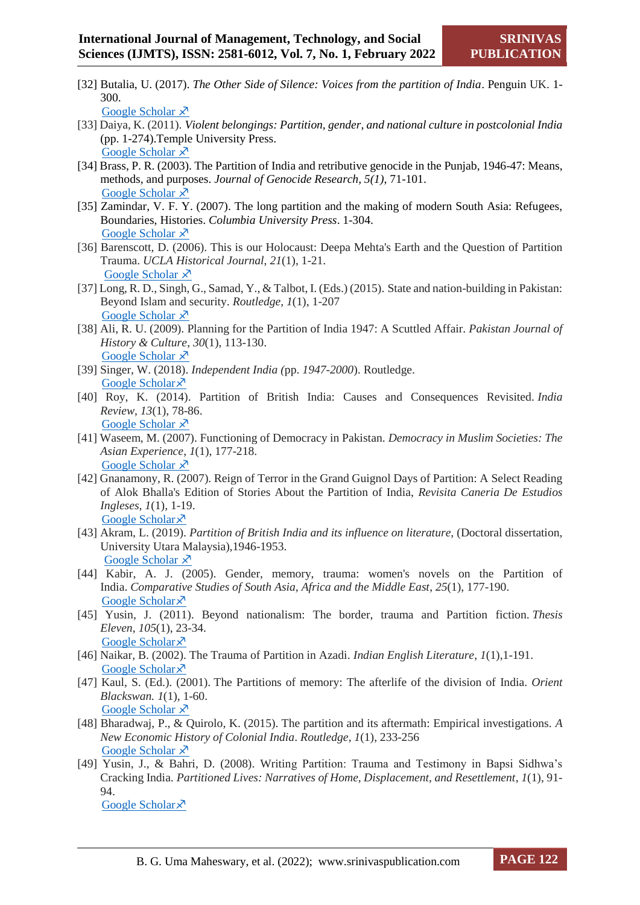[32] Butalia, U. (2017). *The Other Side of Silence: Voices from the partition of India*. Penguin UK. 1-300.
Google Scholar ↗

[33] Daiya, K. (2011). *Violent belongings: Partition, gender, and national culture in postcolonial India* (pp. 1-274).Temple University Press.
Google Scholar ↗

[34] Brass, P. R. (2003). The Partition of India and retributive genocide in the Punjab, 1946-47: Means, methods, and purposes. *Journal of Genocide Research, 5(1)*, 71-101.
Google Scholar ↗

[35] Zamindar, V. F. Y. (2007). The long partition and the making of modern South Asia: Refugees, Boundaries, Histories. *Columbia University Press*. 1-304.
Google Scholar ↗

[36] Barenscott, D. (2006). This is our Holocaust: Deepa Mehta's Earth and the Question of Partition Trauma. *UCLA Historical Journal*, *21*(1), 1-21.
Google Scholar ↗

[37] Long, R. D., Singh, G., Samad, Y., & Talbot, I. (Eds.) (2015). State and nation-building in Pakistan: Beyond Islam and security. *Routledge, 1*(1), 1-207
Google Scholar ↗

[38] Ali, R. U. (2009). Planning for the Partition of India 1947: A Scuttled Affair. *Pakistan Journal of History & Culture*, *30*(1), 113-130.
Google Scholar ↗

[39] Singer, W. (2018). *Independent India (*pp. *1947-2000*). Routledge.
Google Scholar↗

[40] Roy, K. (2014). Partition of British India: Causes and Consequences Revisited. *India Review*, *13*(1), 78-86.
Google Scholar ↗

[41] Waseem, M. (2007). Functioning of Democracy in Pakistan. *Democracy in Muslim Societies: The Asian Experience*, *1*(1), 177-218.
Google Scholar ↗

[42] Gnanamony, R. (2007). Reign of Terror in the Grand Guignol Days of Partition: A Select Reading of Alok Bhalla's Edition of Stories About the Partition of India, *Revisita Caneria De Estudios Ingleses, 1*(1), 1-19.
Google Scholar↗

[43] Akram, L. (2019). *Partition of British India and its influence on literature,* (Doctoral dissertation, University Utara Malaysia),1946-1953.
Google Scholar ↗

[44] Kabir, A. J. (2005). Gender, memory, trauma: women's novels on the Partition of India. *Comparative Studies of South Asia, Africa and the Middle East*, *25*(1), 177-190.
Google Scholar↗

[45] Yusin, J. (2011). Beyond nationalism: The border, trauma and Partition fiction. *Thesis Eleven*, *105*(1), 23-34.
Google Scholar↗

[46] Naikar, B. (2002). The Trauma of Partition in Azadi. *Indian English Literature*, *1*(1),1-191.
Google Scholar↗

[47] Kaul, S. (Ed.). (2001). The Partitions of memory: The afterlife of the division of India. *Orient Blackswan. 1*(1), 1-60.
Google Scholar ↗

[48] Bharadwaj, P., & Quirolo, K. (2015). The partition and its aftermath: Empirical investigations. *A New Economic History of Colonial India*. *Routledge*, *1*(1), 233-256
Google Scholar ↗

[49] Yusin, J., & Bahri, D. (2008). Writing Partition: Trauma and Testimony in Bapsi Sidhwa's Cracking India. *Partitioned Lives: Narratives of Home, Displacement, and Resettlement*, *1*(1), 91-94.
Google Scholar↗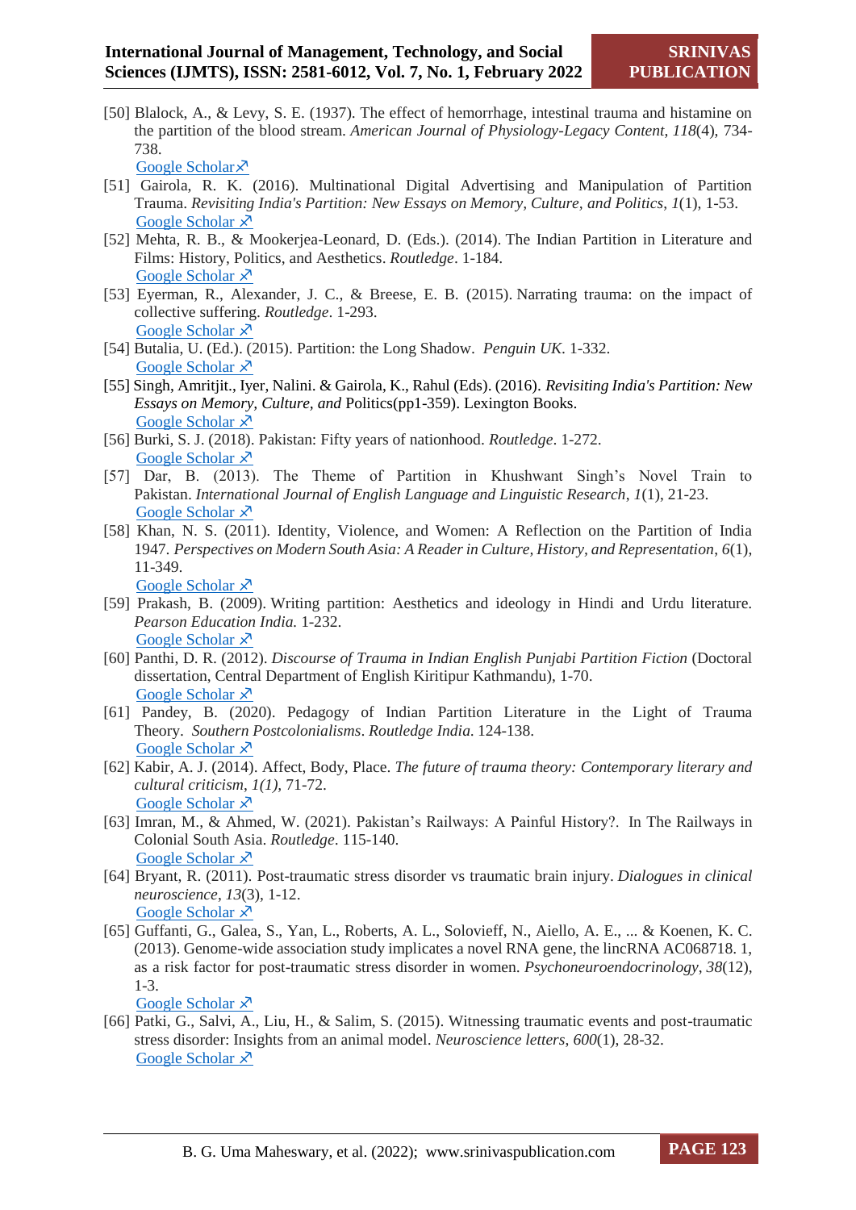[50] Blalock, A., & Levy, S. E. (1937). The effect of hemorrhage, intestinal trauma and histamine on the partition of the blood stream. *American Journal of Physiology-Legacy Content*, *118*(4), 734-738.
Google Scholar ↗

[51] Gairola, R. K. (2016). Multinational Digital Advertising and Manipulation of Partition Trauma. *Revisiting India's Partition: New Essays on Memory, Culture, and Politics*, *1*(1), 1-53.
Google Scholar ↗

[52] Mehta, R. B., & Mookerjea-Leonard, D. (Eds.). (2014). The Indian Partition in Literature and Films: History, Politics, and Aesthetics. *Routledge*. 1-184.
Google Scholar ↗

[53] Eyerman, R., Alexander, J. C., & Breese, E. B. (2015). Narrating trauma: on the impact of collective suffering. *Routledge*. 1-293.
Google Scholar ↗

[54] Butalia, U. (Ed.). (2015). Partition: the Long Shadow. *Penguin UK*. 1-332.
Google Scholar ↗

[55] Singh, Amritjit., Iyer, Nalini. & Gairola, K., Rahul (Eds). (2016). *Revisiting India's Partition: New Essays on Memory, Culture, and* Politics(pp1-359). Lexington Books.
Google Scholar ↗

[56] Burki, S. J. (2018). Pakistan: Fifty years of nationhood. *Routledge*. 1-272.
Google Scholar ↗

[57] Dar, B. (2013). The Theme of Partition in Khushwant Singh's Novel Train to Pakistan. *International Journal of English Language and Linguistic Research*, *1*(1), 21-23.
Google Scholar ↗

[58] Khan, N. S. (2011). Identity, Violence, and Women: A Reflection on the Partition of India 1947. *Perspectives on Modern South Asia: A Reader in Culture, History, and Representation*, *6*(1), 11-349.
Google Scholar ↗

[59] Prakash, B. (2009). Writing partition: Aesthetics and ideology in Hindi and Urdu literature. *Pearson Education India.* 1-232.
Google Scholar ↗

[60] Panthi, D. R. (2012). *Discourse of Trauma in Indian English Punjabi Partition Fiction* (Doctoral dissertation, Central Department of English Kiritipur Kathmandu), 1-70.
Google Scholar ↗

[61] Pandey, B. (2020). Pedagogy of Indian Partition Literature in the Light of Trauma Theory. *Southern Postcolonialisms*. *Routledge India*. 124-138.
Google Scholar ↗

[62] Kabir, A. J. (2014). Affect, Body, Place. *The future of trauma theory: Contemporary literary and cultural criticism*, *1(1)*, 71-72.
Google Scholar ↗

[63] Imran, M., & Ahmed, W. (2021). Pakistan's Railways: A Painful History?. In The Railways in Colonial South Asia. *Routledge*. 115-140.
Google Scholar ↗

[64] Bryant, R. (2011). Post-traumatic stress disorder vs traumatic brain injury. *Dialogues in clinical neuroscience*, *13*(3), 1-12.
Google Scholar ↗

[65] Guffanti, G., Galea, S., Yan, L., Roberts, A. L., Solovieff, N., Aiello, A. E., ... & Koenen, K. C. (2013). Genome-wide association study implicates a novel RNA gene, the lincRNA AC068718. 1, as a risk factor for post-traumatic stress disorder in women. *Psychoneuroendocrinology*, *38*(12), 1-3.
Google Scholar ↗

[66] Patki, G., Salvi, A., Liu, H., & Salim, S. (2015). Witnessing traumatic events and post-traumatic stress disorder: Insights from an animal model. *Neuroscience letters*, *600*(1), 28-32.
Google Scholar ↗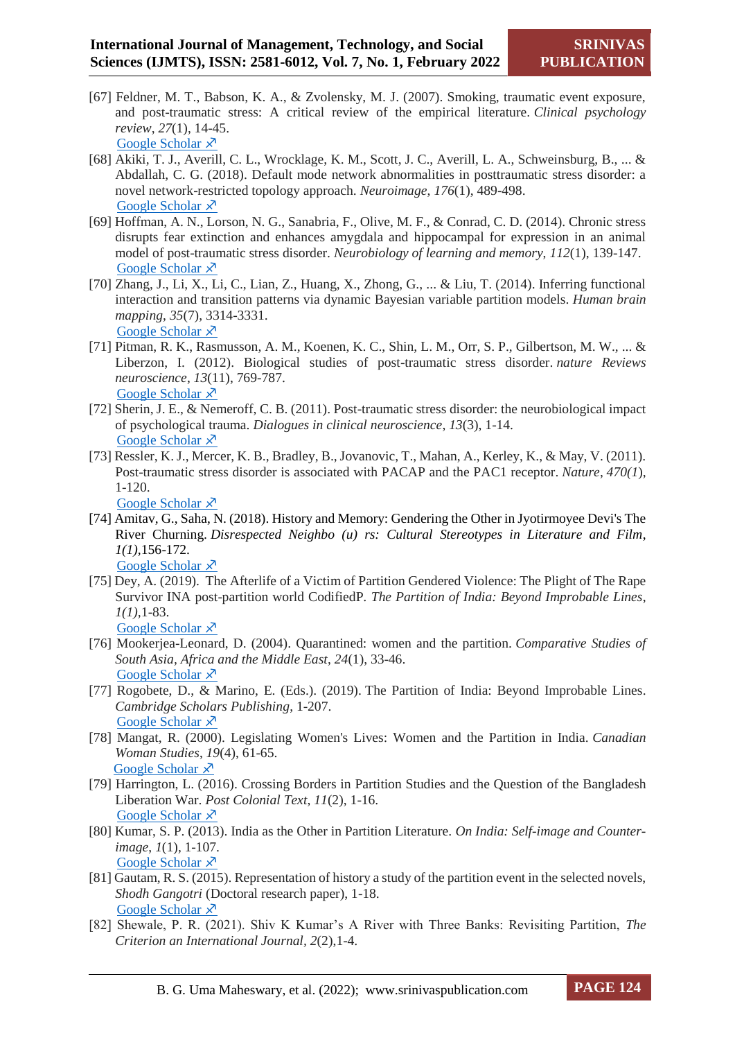[67] Feldner, M. T., Babson, K. A., & Zvolensky, M. J. (2007). Smoking, traumatic event exposure, and post-traumatic stress: A critical review of the empirical literature. *Clinical psychology review*, *27*(1), 14-45.
Google Scholar ↗

[68] Akiki, T. J., Averill, C. L., Wrocklage, K. M., Scott, J. C., Averill, L. A., Schweinsburg, B., ... & Abdallah, C. G. (2018). Default mode network abnormalities in posttraumatic stress disorder: a novel network-restricted topology approach. *Neuroimage*, *176*(1), 489-498.
Google Scholar ↗

[69] Hoffman, A. N., Lorson, N. G., Sanabria, F., Olive, M. F., & Conrad, C. D. (2014). Chronic stress disrupts fear extinction and enhances amygdala and hippocampal for expression in an animal model of post-traumatic stress disorder. *Neurobiology of learning and memory*, *112*(1), 139-147.
Google Scholar ↗

[70] Zhang, J., Li, X., Li, C., Lian, Z., Huang, X., Zhong, G., ... & Liu, T. (2014). Inferring functional interaction and transition patterns via dynamic Bayesian variable partition models. *Human brain mapping*, *35*(7), 3314-3331.
Google Scholar ↗

[71] Pitman, R. K., Rasmusson, A. M., Koenen, K. C., Shin, L. M., Orr, S. P., Gilbertson, M. W., ... & Liberzon, I. (2012). Biological studies of post-traumatic stress disorder. *nature Reviews neuroscience*, *13*(11), 769-787.
Google Scholar ↗

[72] Sherin, J. E., & Nemeroff, C. B. (2011). Post-traumatic stress disorder: the neurobiological impact of psychological trauma. *Dialogues in clinical neuroscience*, *13*(3), 1-14.
Google Scholar ↗

[73] Ressler, K. J., Mercer, K. B., Bradley, B., Jovanovic, T., Mahan, A., Kerley, K., & May, V. (2011). Post-traumatic stress disorder is associated with PACAP and the PAC1 receptor. *Nature*, *470(1*), 1-120.
Google Scholar ↗

[74] Amitav, G., Saha, N. (2018). History and Memory: Gendering the Other in Jyotirmoyee Devi's The River Churning. *Disrespected Neighbo (u) rs: Cultural Stereotypes in Literature and Film*, *1(1)*,156-172.
Google Scholar ↗

[75] Dey, A. (2019). The Afterlife of a Victim of Partition Gendered Violence: The Plight of The Rape Survivor INA post-partition world CodifiedP. *The Partition of India: Beyond Improbable Lines*, *1(1)*,1-83.
Google Scholar ↗

[76] Mookerjea-Leonard, D. (2004). Quarantined: women and the partition. *Comparative Studies of South Asia, Africa and the Middle East*, *24*(1), 33-46.
Google Scholar ↗

[77] Rogobete, D., & Marino, E. (Eds.). (2019). The Partition of India: Beyond Improbable Lines. *Cambridge Scholars Publishing*, 1-207.
Google Scholar ↗

[78] Mangat, R. (2000). Legislating Women's Lives: Women and the Partition in India. *Canadian Woman Studies*, *19*(4), 61-65.
Google Scholar ↗

[79] Harrington, L. (2016). Crossing Borders in Partition Studies and the Question of the Bangladesh Liberation War. *Post Colonial Text*, *11*(2), 1-16.
Google Scholar ↗

[80] Kumar, S. P. (2013). India as the Other in Partition Literature. *On India: Self-image and Counter-image*, *1*(1), 1-107.
Google Scholar ↗

[81] Gautam, R. S. (2015). Representation of history a study of the partition event in the selected novels, *Shodh Gangotri* (Doctoral research paper), 1-18.
Google Scholar ↗

[82] Shewale, P. R. (2021). Shiv K Kumar's A River with Three Banks: Revisiting Partition, *The Criterion an International Journal*, *2*(2),1-4.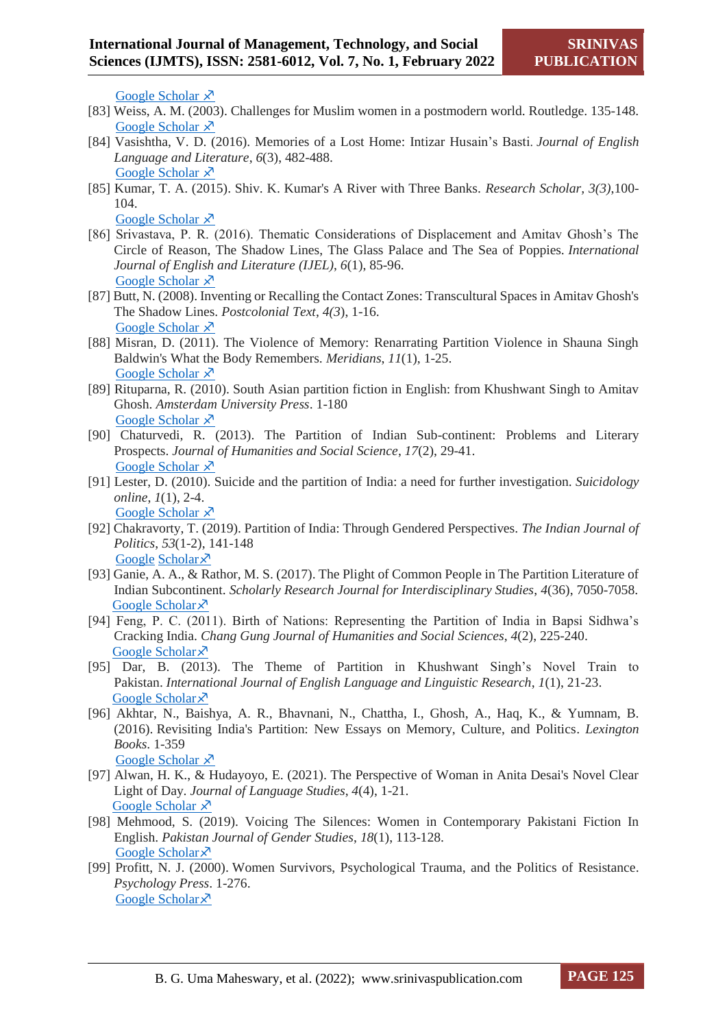Google Scholar ↗

[83] Weiss, A. M. (2003). Challenges for Muslim women in a postmodern world. Routledge. 135-148.
Google Scholar ↗

[84] Vasishtha, V. D. (2016). Memories of a Lost Home: Intizar Husain's Basti. *Journal of English Language and Literature*, *6*(3), 482-488.
Google Scholar ↗

[85] Kumar, T. A. (2015). Shiv. K. Kumar's A River with Three Banks. *Research Scholar*, *3(3)*,100-104.
Google Scholar ↗

[86] Srivastava, P. R. (2016). Thematic Considerations of Displacement and Amitav Ghosh's The Circle of Reason, The Shadow Lines, The Glass Palace and The Sea of Poppies. *International Journal of English and Literature (IJEL)*, *6*(1), 85-96.
Google Scholar ↗

[87] Butt, N. (2008). Inventing or Recalling the Contact Zones: Transcultural Spaces in Amitav Ghosh's The Shadow Lines. *Postcolonial Text*, *4(3)*, 1-16.
Google Scholar ↗

[88] Misran, D. (2011). The Violence of Memory: Renarrating Partition Violence in Shauna Singh Baldwin's What the Body Remembers. *Meridians*, *11*(1), 1-25.
Google Scholar ↗

[89] Rituparna, R. (2010). South Asian partition fiction in English: from Khushwant Singh to Amitav Ghosh. *Amsterdam University Press*. 1-180
Google Scholar ↗

[90] Chaturvedi, R. (2013). The Partition of Indian Sub-continent: Problems and Literary Prospects. *Journal of Humanities and Social Science*, *17*(2), 29-41.
Google Scholar ↗

[91] Lester, D. (2010). Suicide and the partition of India: a need for further investigation. *Suicidology online*, *1*(1), 2-4.
Google Scholar ↗

[92] Chakravorty, T. (2019). Partition of India: Through Gendered Perspectives. *The Indian Journal of Politics*, *53*(1-2), 141-148
Google Scholar ↗

[93] Ganie, A. A., & Rathor, M. S. (2017). The Plight of Common People in The Partition Literature of Indian Subcontinent. *Scholarly Research Journal for Interdisciplinary Studies*, *4*(36), 7050-7058.
Google Scholar ↗

[94] Feng, P. C. (2011). Birth of Nations: Representing the Partition of India in Bapsi Sidhwa's Cracking India. *Chang Gung Journal of Humanities and Social Sciences*, *4*(2), 225-240.
Google Scholar ↗

[95] Dar, B. (2013). The Theme of Partition in Khushwant Singh's Novel Train to Pakistan. *International Journal of English Language and Linguistic Research*, *1*(1), 21-23.
Google Scholar ↗

[96] Akhtar, N., Baishya, A. R., Bhavnani, N., Chattha, I., Ghosh, A., Haq, K., & Yumnam, B. (2016). Revisiting India's Partition: New Essays on Memory, Culture, and Politics. *Lexington Books*. 1-359
Google Scholar ↗

[97] Alwan, H. K., & Hudayoyo, E. (2021). The Perspective of Woman in Anita Desai's Novel Clear Light of Day. *Journal of Language Studies*, *4*(4), 1-21.
Google Scholar ↗

[98] Mehmood, S. (2019). Voicing The Silences: Women in Contemporary Pakistani Fiction In English. *Pakistan Journal of Gender Studies*, *18*(1), 113-128.
Google Scholar ↗

[99] Profitt, N. J. (2000). Women Survivors, Psychological Trauma, and the Politics of Resistance. *Psychology Press*. 1-276.
Google Scholar ↗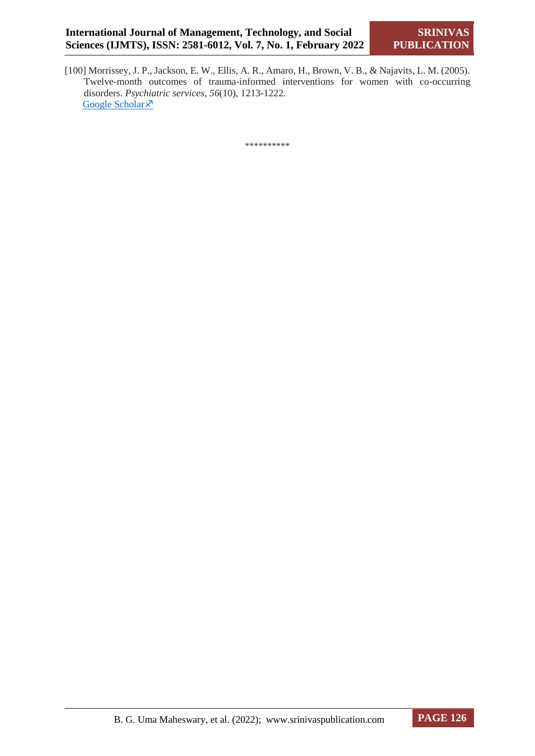[100] Morrissey, J. P., Jackson, E. W., Ellis, A. R., Amaro, H., Brown, V. B., & Najavits, L. M. (2005). Twelve-month outcomes of trauma-informed interventions for women with co-occurring disorders. *Psychiatric services*, *56*(10), 1213-1222.
Google Scholar↗

**********